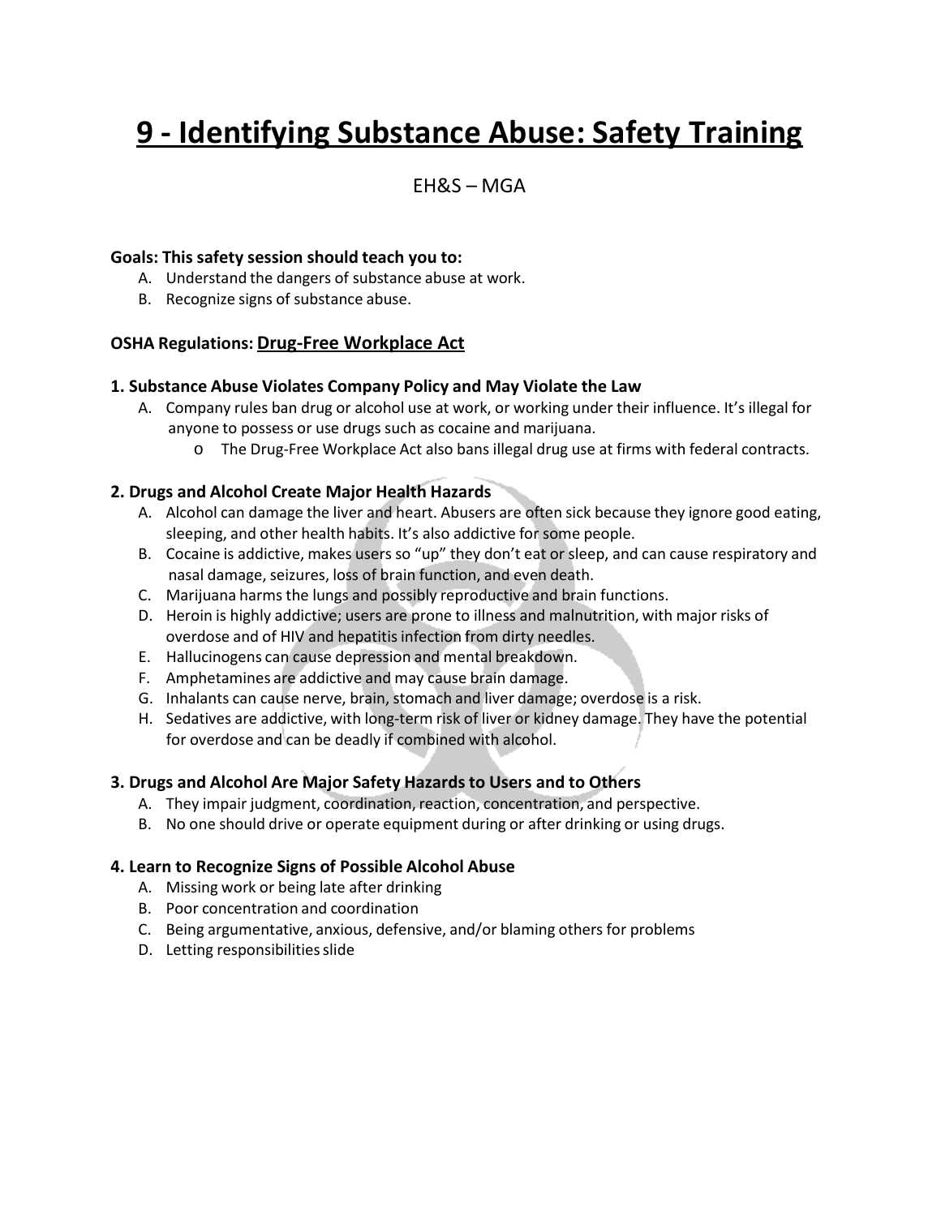# 9 - Identifying Substance Abuse: Safety Training

EH&S – MGA

**Goals: This safety session should teach you to:**

A. Understand the dangers of substance abuse at work.
B. Recognize signs of substance abuse.

**OSHA Regulations: Drug-Free Workplace Act**

### 1. Substance Abuse Violates Company Policy and May Violate the Law

A. Company rules ban drug or alcohol use at work, or working under their influence. It's illegal for anyone to possess or use drugs such as cocaine and marijuana.
   - The Drug-Free Workplace Act also bans illegal drug use at firms with federal contracts.

### 2. Drugs and Alcohol Create Major Health Hazards

A. Alcohol can damage the liver and heart. Abusers are often sick because they ignore good eating, sleeping, and other health habits. It's also addictive for some people.
B. Cocaine is addictive, makes users so "up" they don't eat or sleep, and can cause respiratory and nasal damage, seizures, loss of brain function, and even death.
C. Marijuana harms the lungs and possibly reproductive and brain functions.
D. Heroin is highly addictive; users are prone to illness and malnutrition, with major risks of overdose and of HIV and hepatitis infection from dirty needles.
E. Hallucinogens can cause depression and mental breakdown.
F. Amphetamines are addictive and may cause brain damage.
G. Inhalants can cause nerve, brain, stomach and liver damage; overdose is a risk.
H. Sedatives are addictive, with long-term risk of liver or kidney damage. They have the potential for overdose and can be deadly if combined with alcohol.

### 3. Drugs and Alcohol Are Major Safety Hazards to Users and to Others

A. They impair judgment, coordination, reaction, concentration, and perspective.
B. No one should drive or operate equipment during or after drinking or using drugs.

### 4. Learn to Recognize Signs of Possible Alcohol Abuse

A. Missing work or being late after drinking
B. Poor concentration and coordination
C. Being argumentative, anxious, defensive, and/or blaming others for problems
D. Letting responsibilities slide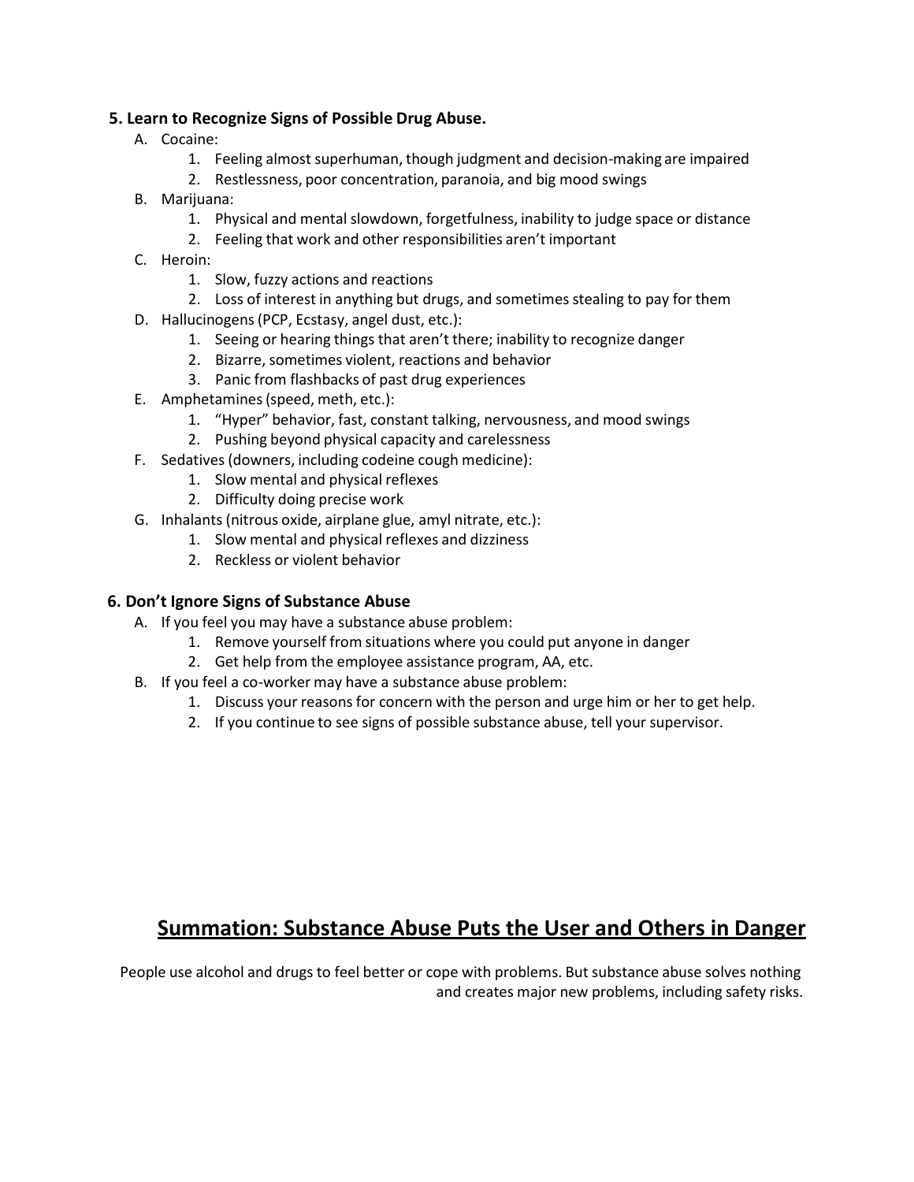### 5. Learn to Recognize Signs of Possible Drug Abuse.

A. Cocaine:
   1. Feeling almost superhuman, though judgment and decision-making are impaired
   2. Restlessness, poor concentration, paranoia, and big mood swings

B. Marijuana:
   1. Physical and mental slowdown, forgetfulness, inability to judge space or distance
   2. Feeling that work and other responsibilities aren't important

C. Heroin:
   1. Slow, fuzzy actions and reactions
   2. Loss of interest in anything but drugs, and sometimes stealing to pay for them

D. Hallucinogens (PCP, Ecstasy, angel dust, etc.):
   1. Seeing or hearing things that aren't there; inability to recognize danger
   2. Bizarre, sometimes violent, reactions and behavior
   3. Panic from flashbacks of past drug experiences

E. Amphetamines (speed, meth, etc.):
   1. "Hyper" behavior, fast, constant talking, nervousness, and mood swings
   2. Pushing beyond physical capacity and carelessness

F. Sedatives (downers, including codeine cough medicine):
   1. Slow mental and physical reflexes
   2. Difficulty doing precise work

G. Inhalants (nitrous oxide, airplane glue, amyl nitrate, etc.):
   1. Slow mental and physical reflexes and dizziness
   2. Reckless or violent behavior

### 6. Don't Ignore Signs of Substance Abuse

A. If you feel you may have a substance abuse problem:
   1. Remove yourself from situations where you could put anyone in danger
   2. Get help from the employee assistance program, AA, etc.

B. If you feel a co-worker may have a substance abuse problem:
   1. Discuss your reasons for concern with the person and urge him or her to get help.
   2. If you continue to see signs of possible substance abuse, tell your supervisor.

## Summation: Substance Abuse Puts the User and Others in Danger

People use alcohol and drugs to feel better or cope with problems. But substance abuse solves nothing and creates major new problems, including safety risks.